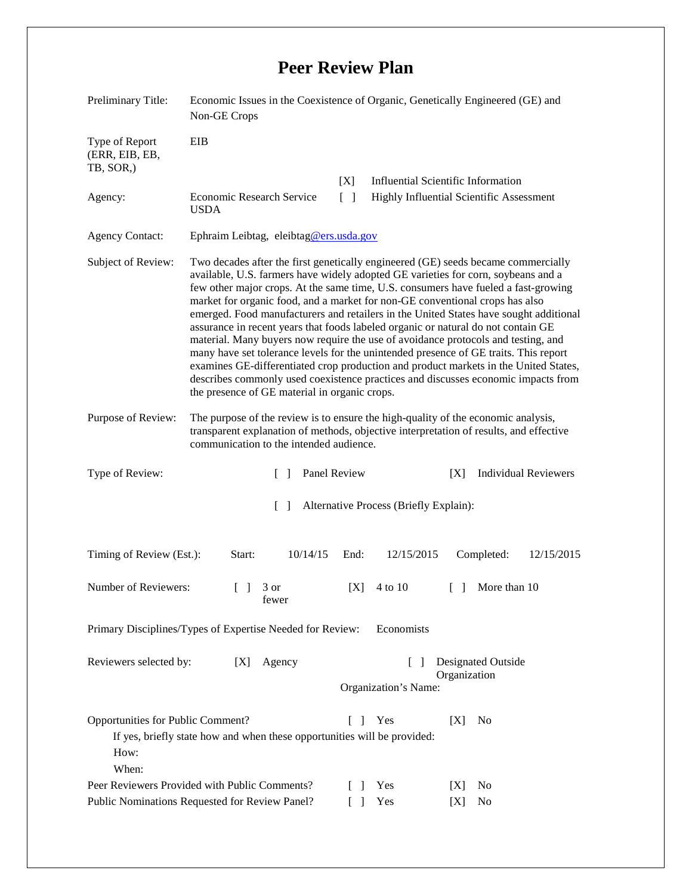# Peer Review Plan

Preliminary Title: Economic Issues in the Coexistence of Organic, Genetically Engineered (GE) and Non-GE Crops

Type of Report (ERR, EIB, EB, TB, SOR,): EIB

Agency: Economic Research Service USDA

[X] Influential Scientific Information
[ ] Highly Influential Scientific Assessment

Agency Contact: Ephraim Leibtag, eleibtag@ers.usda.gov

Subject of Review: Two decades after the first genetically engineered (GE) seeds became commercially available, U.S. farmers have widely adopted GE varieties for corn, soybeans and a few other major crops. At the same time, U.S. consumers have fueled a fast-growing market for organic food, and a market for non-GE conventional crops has also emerged. Food manufacturers and retailers in the United States have sought additional assurance in recent years that foods labeled organic or natural do not contain GE material. Many buyers now require the use of avoidance protocols and testing, and many have set tolerance levels for the unintended presence of GE traits. This report examines GE-differentiated crop production and product markets in the United States, describes commonly used coexistence practices and discusses economic impacts from the presence of GE material in organic crops.

Purpose of Review: The purpose of the review is to ensure the high-quality of the economic analysis, transparent explanation of methods, objective interpretation of results, and effective communication to the intended audience.

Type of Review: [ ] Panel Review [X] Individual Reviewers

[ ] Alternative Process (Briefly Explain):

Timing of Review (Est.): Start: 10/14/15 End: 12/15/2015 Completed: 12/15/2015

Number of Reviewers: [ ] 3 or fewer [X] 4 to 10 [ ] More than 10

Primary Disciplines/Types of Expertise Needed for Review: Economists

Reviewers selected by: [X] Agency [ ] Designated Outside Organization

Organization's Name:

Opportunities for Public Comment? [ ] Yes [X] No

If yes, briefly state how and when these opportunities will be provided:

How:

When:

Peer Reviewers Provided with Public Comments? [ ] Yes [X] No

Public Nominations Requested for Review Panel? [ ] Yes [X] No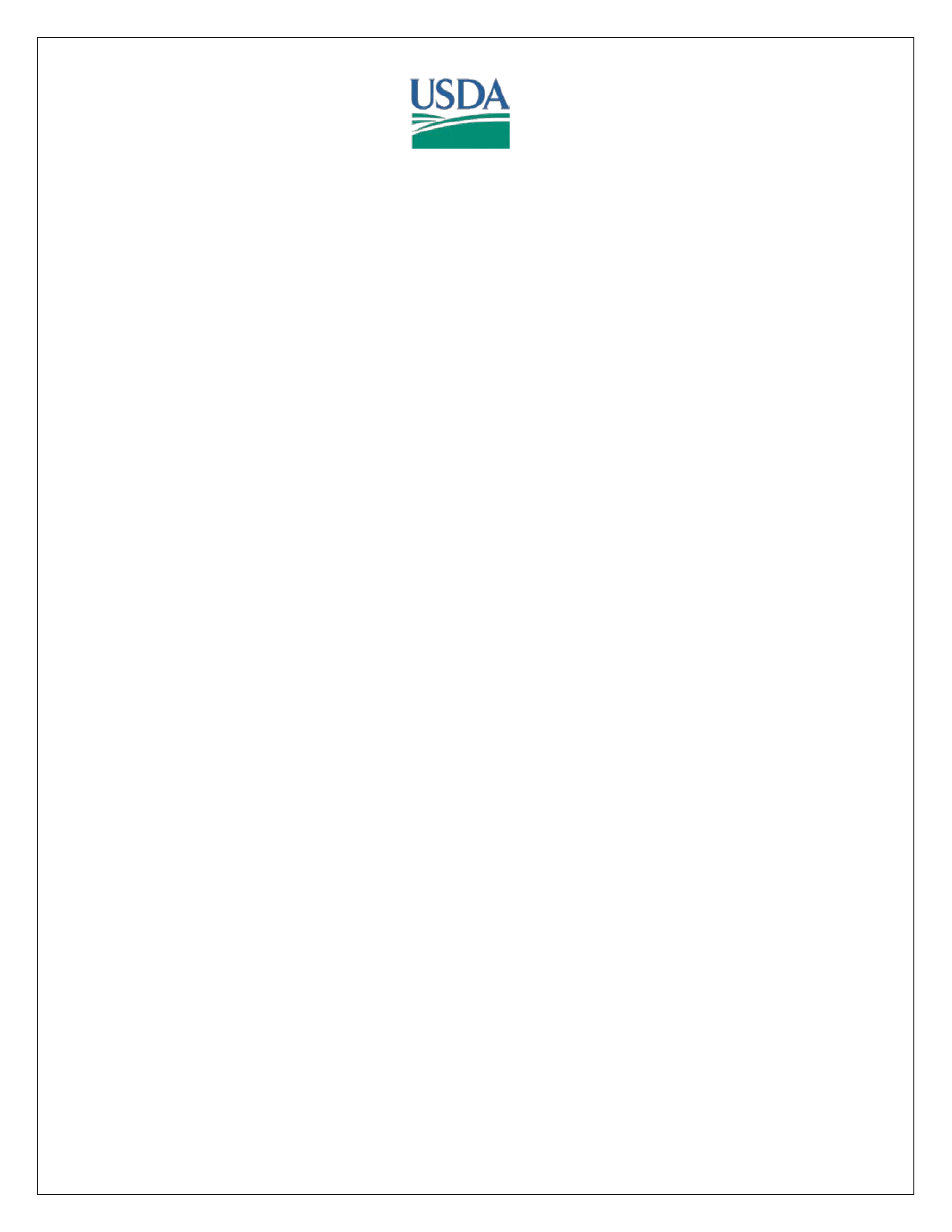USDA